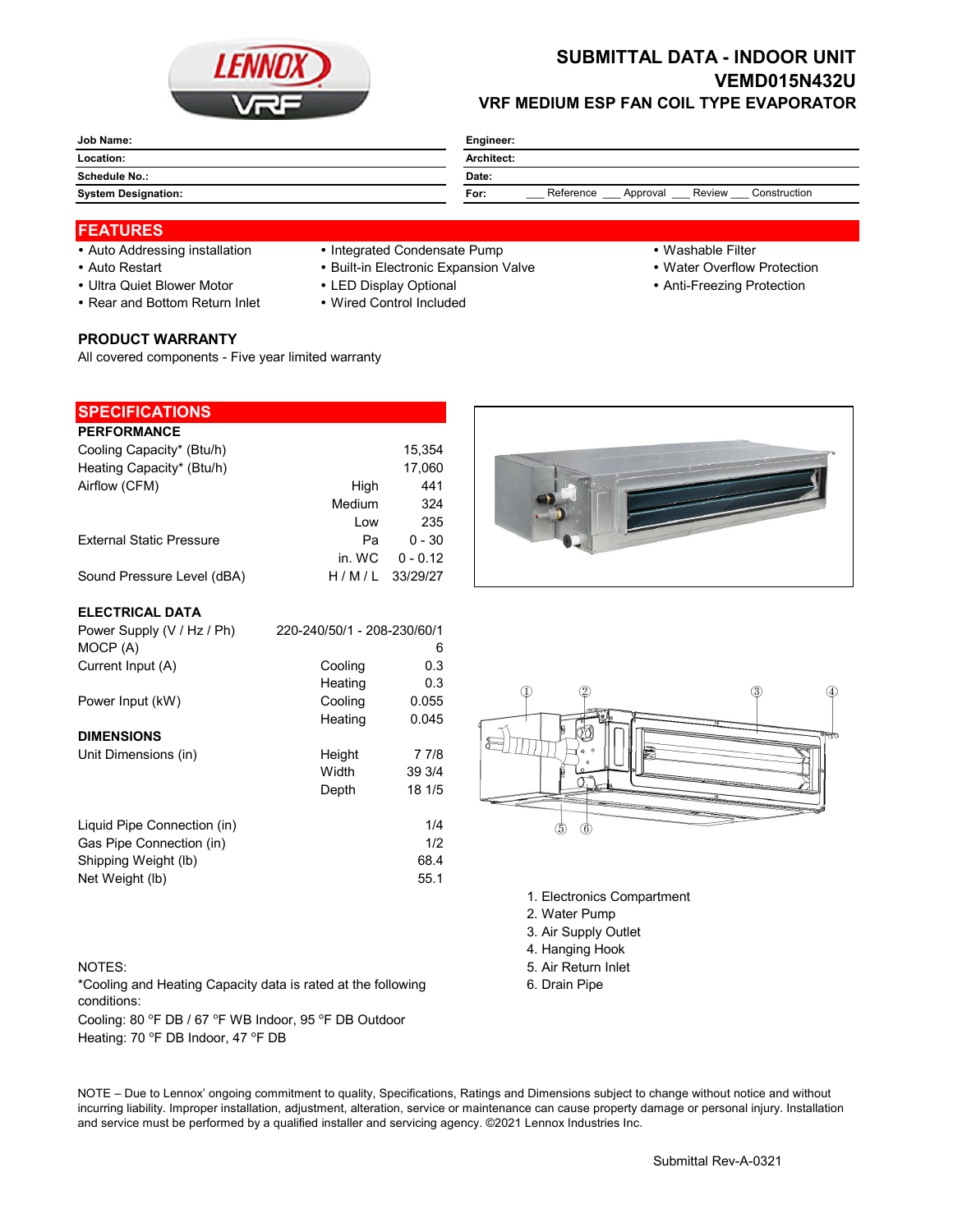# SUBMITTAL DATA - INDOOR UNIT
# VEMD015N432U
## VRF MEDIUM ESP FAN COIL TYPE EVAPORATOR

| | |
|---|---|
| **Job Name:** | **Engineer:** |
| **Location:** | **Architect:** |
| **Schedule No.:** | **Date:** |
| **System Designation:** | **For:** ___ Reference ___ Approval ___ Review ___ Construction |

## FEATURES

- Auto Addressing installation
- Auto Restart
- Ultra Quiet Blower Motor
- Rear and Bottom Return Inlet
- Integrated Condensate Pump
- Built-in Electronic Expansion Valve
- LED Display Optional
- Wired Control Included
- Washable Filter
- Water Overflow Protection
- Anti-Freezing Protection

### PRODUCT WARRANTY

All covered components - Five year limited warranty

## SPECIFICATIONS

### PERFORMANCE

| | | |
|---|---|---|
| Cooling Capacity* (Btu/h) | | 15,354 |
| Heating Capacity* (Btu/h) | | 17,060 |
| Airflow (CFM) | High | 441 |
| | Medium | 324 |
| | Low | 235 |
| External Static Pressure | Pa | 0 - 30 |
| | in. WC | 0 - 0.12 |
| Sound Pressure Level (dBA) | H / M / L | 33/29/27 |

### ELECTRICAL DATA

| | | |
|---|---|---|
| Power Supply (V / Hz / Ph) | | 220-240/50/1 - 208-230/60/1 |
| MOCP (A) | | 6 |
| Current Input (A) | Cooling | 0.3 |
| | Heating | 0.3 |
| Power Input (kW) | Cooling | 0.055 |
| | Heating | 0.045 |

### DIMENSIONS

| | | |
|---|---|---|
| Unit Dimensions (in) | Height | 7 7/8 |
| | Width | 39 3/4 |
| | Depth | 18 1/5 |
| Liquid Pipe Connection (in) | | 1/4 |
| Gas Pipe Connection (in) | | 1/2 |
| Shipping Weight (lb) | | 68.4 |
| Net Weight (lb) | | 55.1 |

1. Electronics Compartment
2. Water Pump
3. Air Supply Outlet
4. Hanging Hook
5. Air Return Inlet
6. Drain Pipe

NOTES:

*Cooling and Heating Capacity data is rated at the following conditions:

Cooling: 80 °F DB / 67 °F WB Indoor, 95 °F DB Outdoor

Heating: 70 °F DB Indoor, 47 °F DB

NOTE – Due to Lennox' ongoing commitment to quality, Specifications, Ratings and Dimensions subject to change without notice and without incurring liability. Improper installation, adjustment, alteration, service or maintenance can cause property damage or personal injury. Installation and service must be performed by a qualified installer and servicing agency. ©2021 Lennox Industries Inc.

Submittal Rev-A-0321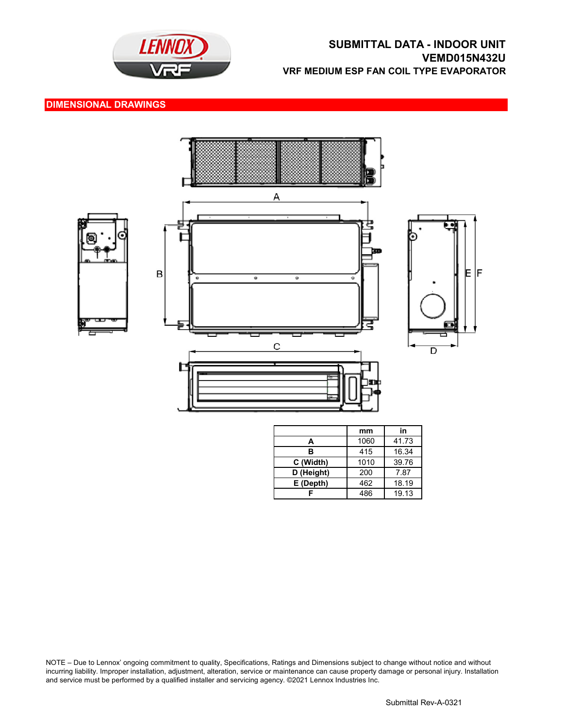# SUBMITTAL DATA - INDOOR UNIT
## VEMD015N432U
### VRF MEDIUM ESP FAN COIL TYPE EVAPORATOR

## DIMENSIONAL DRAWINGS

A

B

C

D

E F

| | mm | in |
|---|---|---|
| **A** | 1060 | 41.73 |
| **B** | 415 | 16.34 |
| **C (Width)** | 1010 | 39.76 |
| **D (Height)** | 200 | 7.87 |
| **E (Depth)** | 462 | 18.19 |
| **F** | 486 | 19.13 |

NOTE – Due to Lennox' ongoing commitment to quality, Specifications, Ratings and Dimensions subject to change without notice and without incurring liability. Improper installation, adjustment, alteration, service or maintenance can cause property damage or personal injury. Installation and service must be performed by a qualified installer and servicing agency. ©2021 Lennox Industries Inc.

Submittal Rev-A-0321